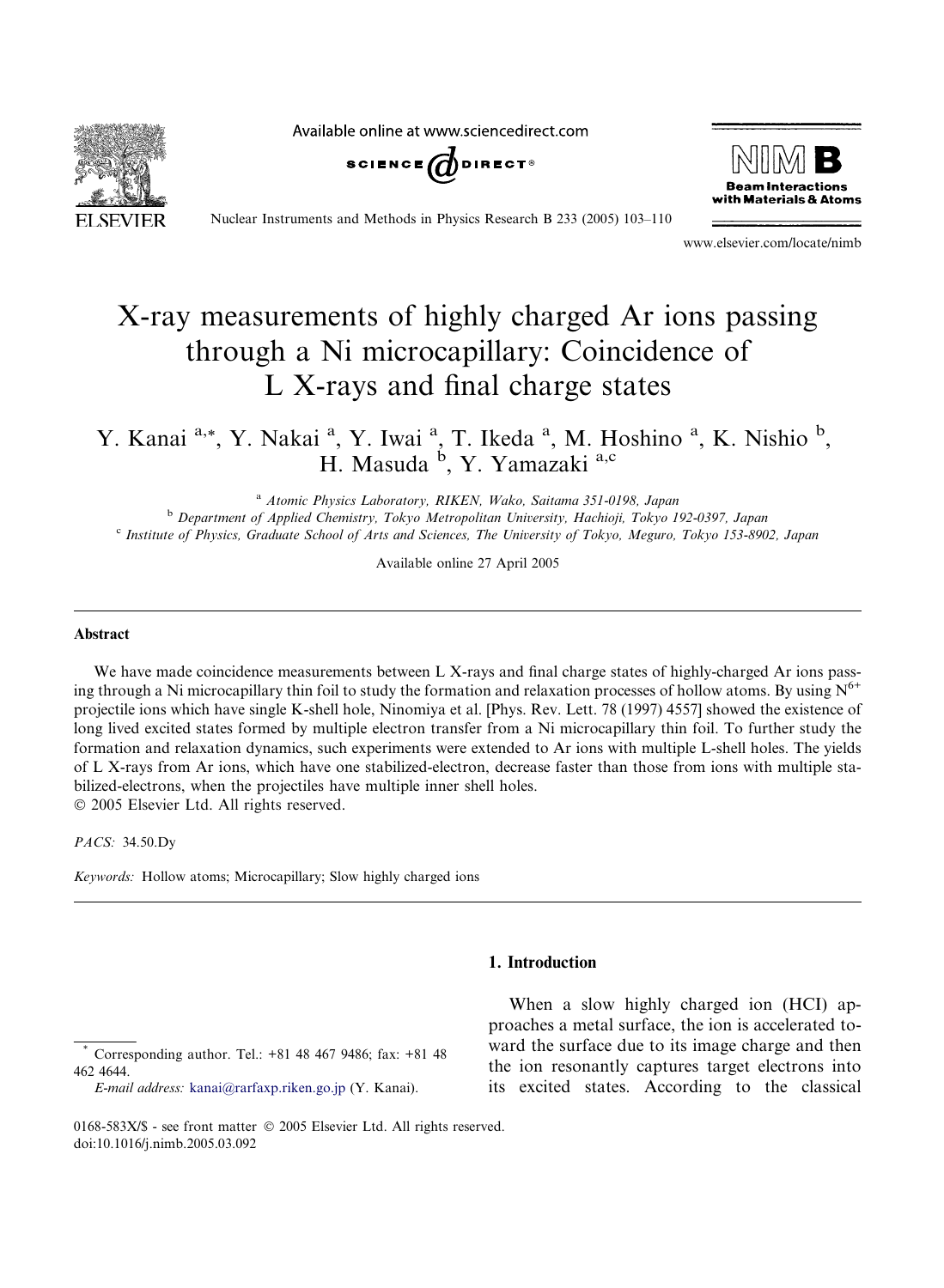# X-ray measurements of highly charged Ar ions passing through a Ni microcapillary: Coincidence of L X-rays and final charge states

Y. Kanai [a,*], Y. Nakai [a], Y. Iwai [a], T. Ikeda [a], M. Hoshino [a], K. Nishio [b], H. Masuda [b], Y. Yamazaki [a,c]

[a] *Atomic Physics Laboratory, RIKEN, Wako, Saitama 351-0198, Japan*
[b] *Department of Applied Chemistry, Tokyo Metropolitan University, Hachioji, Tokyo 192-0397, Japan*
[c] *Institute of Physics, Graduate School of Arts and Sciences, The University of Tokyo, Meguro, Tokyo 153-8902, Japan*

Available online 27 April 2005

## Abstract

We have made coincidence measurements between L X-rays and final charge states of highly-charged Ar ions passing through a Ni microcapillary thin foil to study the formation and relaxation processes of hollow atoms. By using $N^{6+}$ projectile ions which have single K-shell hole, Ninomiya et al. [Phys. Rev. Lett. 78 (1997) 4557] showed the existence of long lived excited states formed by multiple electron transfer from a Ni microcapillary thin foil. To further study the formation and relaxation dynamics, such experiments were extended to Ar ions with multiple L-shell holes. The yields of L X-rays from Ar ions, which have one stabilized-electron, decrease faster than those from ions with multiple stabilized-electrons, when the projectiles have multiple inner shell holes.

© 2005 Elsevier Ltd. All rights reserved.

*PACS:* 34.50.Dy

*Keywords:* Hollow atoms; Microcapillary; Slow highly charged ions

## 1. Introduction

When a slow highly charged ion (HCI) approaches a metal surface, the ion is accelerated toward the surface due to its image charge and then the ion resonantly captures target electrons into its excited states. According to the classical

---

* Corresponding author. Tel.: +81 48 467 9486; fax: +81 48 462 4644.
*E-mail address:* kanai@rarfaxp.riken.go.jp (Y. Kanai).

0168-583X/$ - see front matter © 2005 Elsevier Ltd. All rights reserved.
doi:10.1016/j.nimb.2005.03.092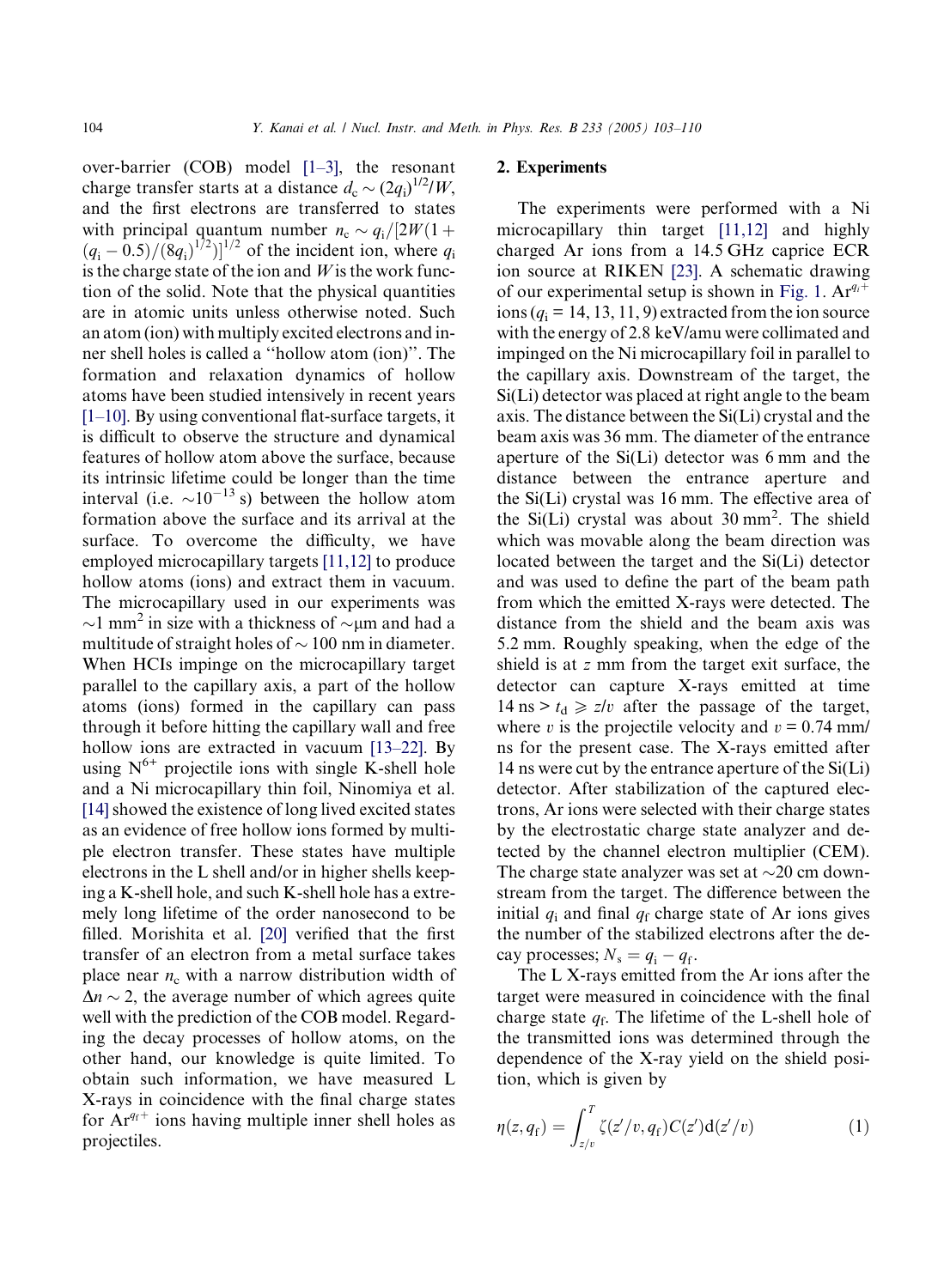over-barrier (COB) model [1–3], the resonant charge transfer starts at a distance $d_c \sim (2q_i)^{1/2}/W$, and the first electrons are transferred to states with principal quantum number $n_c \sim q_i/[2W(1 + (q_i - 0.5)/(8q_i)^{1/2})]^{1/2}$ of the incident ion, where $q_i$ is the charge state of the ion and $W$ is the work function of the solid. Note that the physical quantities are in atomic units unless otherwise noted. Such an atom (ion) with multiply excited electrons and inner shell holes is called a "hollow atom (ion)". The formation and relaxation dynamics of hollow atoms have been studied intensively in recent years [1–10]. By using conventional flat-surface targets, it is difficult to observe the structure and dynamical features of hollow atom above the surface, because its intrinsic lifetime could be longer than the time interval (i.e. $\sim 10^{-13}$ s) between the hollow atom formation above the surface and its arrival at the surface. To overcome the difficulty, we have employed microcapillary targets [11,12] to produce hollow atoms (ions) and extract them in vacuum. The microcapillary used in our experiments was $\sim 1$ mm$^2$ in size with a thickness of $\sim$μm and had a multitude of straight holes of $\sim 100$ nm in diameter. When HCIs impinge on the microcapillary target parallel to the capillary axis, a part of the hollow atoms (ions) formed in the capillary can pass through it before hitting the capillary wall and free hollow ions are extracted in vacuum [13–22]. By using $N^{6+}$ projectile ions with single K-shell hole and a Ni microcapillary thin foil, Ninomiya et al. [14] showed the existence of long lived excited states as an evidence of free hollow ions formed by multiple electron transfer. These states have multiple electrons in the L shell and/or in higher shells keeping a K-shell hole, and such K-shell hole has a extremely long lifetime of the order nanosecond to be filled. Morishita et al. [20] verified that the first transfer of an electron from a metal surface takes place near $n_c$ with a narrow distribution width of $\Delta n \sim 2$, the average number of which agrees quite well with the prediction of the COB model. Regarding the decay processes of hollow atoms, on the other hand, our knowledge is quite limited. To obtain such information, we have measured L X-rays in coincidence with the final charge states for $Ar^{q_f+}$ ions having multiple inner shell holes as projectiles.

## 2. Experiments

The experiments were performed with a Ni microcapillary thin target [11,12] and highly charged Ar ions from a 14.5 GHz caprice ECR ion source at RIKEN [23]. A schematic drawing of our experimental setup is shown in Fig. 1. $Ar^{q_i+}$ ions ($q_i$ = 14, 13, 11, 9) extracted from the ion source with the energy of 2.8 keV/amu were collimated and impinged on the Ni microcapillary foil in parallel to the capillary axis. Downstream of the target, the Si(Li) detector was placed at right angle to the beam axis. The distance between the Si(Li) crystal and the beam axis was 36 mm. The diameter of the entrance aperture of the Si(Li) detector was 6 mm and the distance between the entrance aperture and the Si(Li) crystal was 16 mm. The effective area of the Si(Li) crystal was about 30 mm$^2$. The shield which was movable along the beam direction was located between the target and the Si(Li) detector and was used to define the part of the beam path from which the emitted X-rays were detected. The distance from the shield and the beam axis was 5.2 mm. Roughly speaking, when the edge of the shield is at $z$ mm from the target exit surface, the detector can capture X-rays emitted at time 14 ns $> t_d \geqslant z/v$ after the passage of the target, where $v$ is the projectile velocity and $v = 0.74$ mm/ns for the present case. The X-rays emitted after 14 ns were cut by the entrance aperture of the Si(Li) detector. After stabilization of the captured electrons, Ar ions were selected with their charge states by the electrostatic charge state analyzer and detected by the channel electron multiplier (CEM). The charge state analyzer was set at $\sim 20$ cm downstream from the target. The difference between the initial $q_i$ and final $q_f$ charge state of Ar ions gives the number of the stabilized electrons after the decay processes; $N_s = q_i - q_f$.

The L X-rays emitted from the Ar ions after the target were measured in coincidence with the final charge state $q_f$. The lifetime of the L-shell hole of the transmitted ions was determined through the dependence of the X-ray yield on the shield position, which is given by

$$\eta(z, q_f) = \int_{z/v}^{T} \zeta(z'/v, q_f) C(z') \mathrm{d}(z'/v) \qquad (1)$$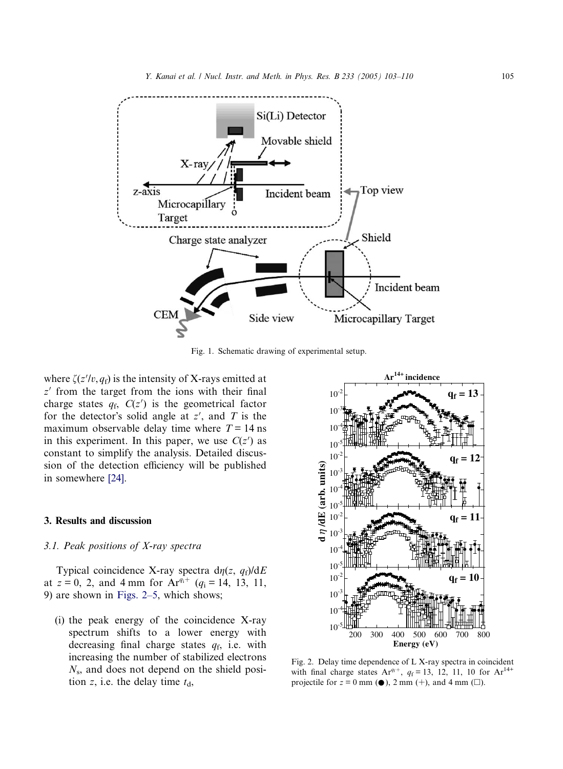Fig. 1. Schematic drawing of experimental setup.

where $\zeta(z'/v, q_f)$ is the intensity of X-rays emitted at $z'$ from the target from the ions with their final charge states $q_f$, $C(z')$ is the geometrical factor for the detector's solid angle at $z'$, and $T$ is the maximum observable delay time where $T = 14$ ns in this experiment. In this paper, we use $C(z')$ as constant to simplify the analysis. Detailed discussion of the detection efficiency will be published in somewhere [24].

## 3. Results and discussion

### 3.1. Peak positions of X-ray spectra

Typical coincidence X-ray spectra $d\eta(z, q_f)/dE$ at $z = 0$, 2, and 4 mm for $Ar^{q_i+}$ ($q_i = 14$, 13, 11, 9) are shown in Figs. 2–5, which shows;

(i) the peak energy of the coincidence X-ray spectrum shifts to a lower energy with decreasing final charge states $q_f$, i.e. with increasing the number of stabilized electrons $N_s$, and does not depend on the shield position $z$, i.e. the delay time $t_d$,

Fig. 2. Delay time dependence of L X-ray spectra in coincident with final charge states $Ar^{q_f+}$, $q_f = 13$, 12, 11, 10 for $Ar^{14+}$ projectile for $z = 0$ mm (●), 2 mm (+), and 4 mm (□).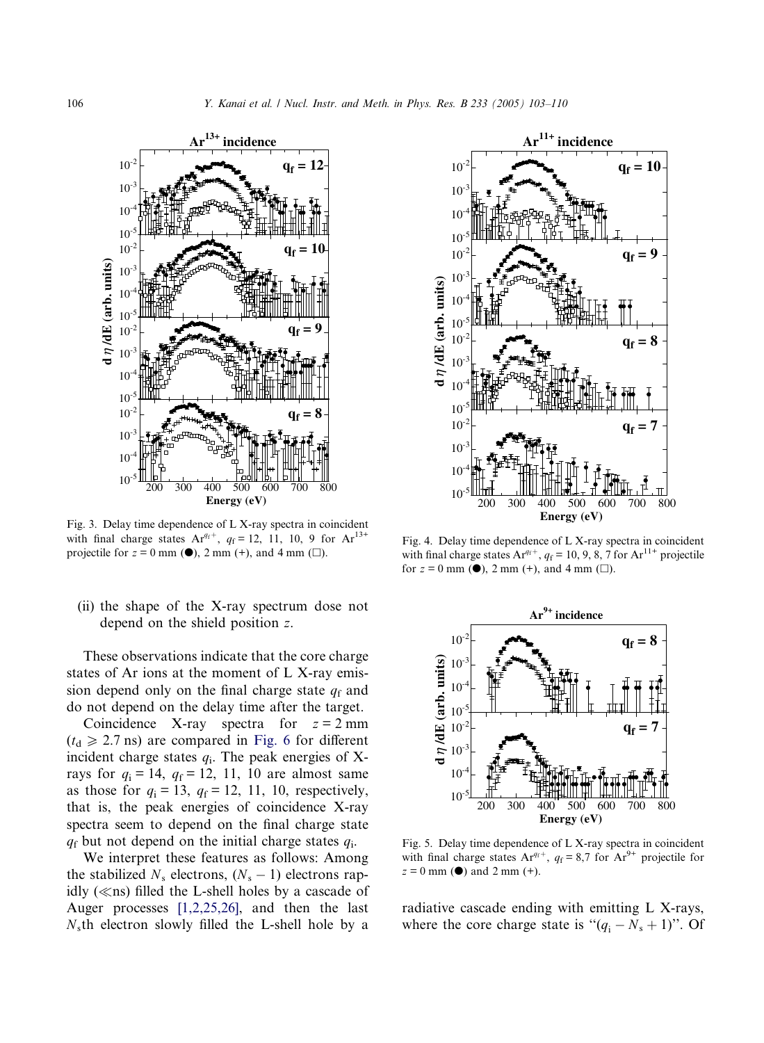Fig. 3. Delay time dependence of L X-ray spectra in coincident with final charge states $Ar^{q_f+}$, $q_f = 12$, 11, 10, 9 for $Ar^{13+}$ projectile for $z = 0$ mm (●), 2 mm (+), and 4 mm (□).

Fig. 4. Delay time dependence of L X-ray spectra in coincident with final charge states $Ar^{q_f+}$, $q_f = 10$, 9, 8, 7 for $Ar^{11+}$ projectile for $z = 0$ mm (●), 2 mm (+), and 4 mm (□).

Fig. 5. Delay time dependence of L X-ray spectra in coincident with final charge states $Ar^{q_f+}$, $q_f = 8,7$ for $Ar^{9+}$ projectile for $z = 0$ mm (●) and 2 mm (+).

(ii) the shape of the X-ray spectrum dose not depend on the shield position $z$.

These observations indicate that the core charge states of Ar ions at the moment of L X-ray emission depend only on the final charge state $q_f$ and do not depend on the delay time after the target.

Coincidence X-ray spectra for $z = 2$ mm ($t_d \geqslant 2.7$ ns) are compared in Fig. 6 for different incident charge states $q_i$. The peak energies of X-rays for $q_i = 14$, $q_f = 12$, 11, 10 are almost same as those for $q_i = 13$, $q_f = 12$, 11, 10, respectively, that is, the peak energies of coincidence X-ray spectra seem to depend on the final charge state $q_f$ but not depend on the initial charge states $q_i$.

We interpret these features as follows: Among the stabilized $N_s$ electrons, $(N_s - 1)$ electrons rapidly ($\ll$ns) filled the L-shell holes by a cascade of Auger processes [1,2,25,26], and then the last $N_s$th electron slowly filled the L-shell hole by a radiative cascade ending with emitting L X-rays, where the core charge state is "$(q_i - N_s + 1)$". Of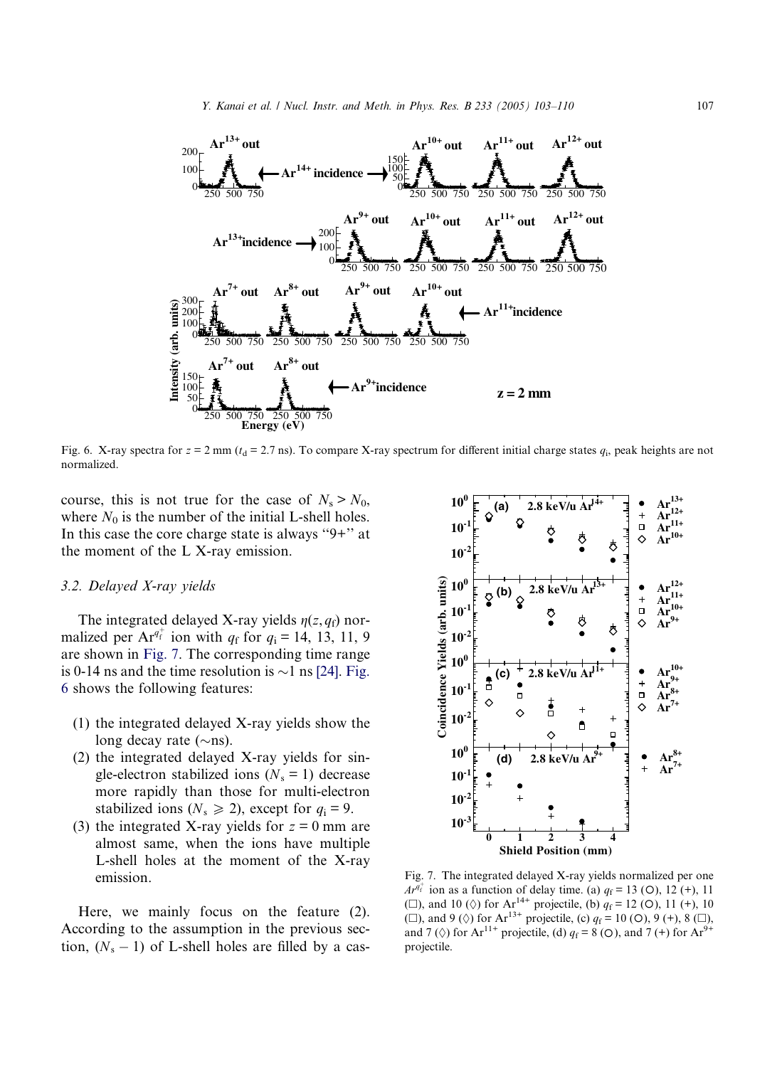Fig. 6. X-ray spectra for $z = 2$ mm ($t_d = 2.7$ ns). To compare X-ray spectrum for different initial charge states $q_i$, peak heights are not normalized.

course, this is not true for the case of $N_s > N_0$, where $N_0$ is the number of the initial L-shell holes. In this case the core charge state is always "9+" at the moment of the L X-ray emission.

### 3.2. Delayed X-ray yields

The integrated delayed X-ray yields $\eta(z, q_f)$ normalized per $Ar^{q_f^+}$ ion with $q_f$ for $q_i = 14$, 13, 11, 9 are shown in Fig. 7. The corresponding time range is 0-14 ns and the time resolution is ~1 ns [24]. Fig. 6 shows the following features:

(1) the integrated delayed X-ray yields show the long decay rate (~ns).
(2) the integrated delayed X-ray yields for single-electron stabilized ions ($N_s = 1$) decrease more rapidly than those for multi-electron stabilized ions ($N_s \geqslant 2$), except for $q_i = 9$.
(3) the integrated X-ray yields for $z = 0$ mm are almost same, when the ions have multiple L-shell holes at the moment of the X-ray emission.

Here, we mainly focus on the feature (2). According to the assumption in the previous section, $(N_s - 1)$ of L-shell holes are filled by a cas-

Fig. 7. The integrated delayed X-ray yields normalized per one $Ar^{q_f^+}$ ion as a function of delay time. (a) $q_f = 13$ (○), 12 (+), 11 (□), and 10 (◇) for $Ar^{14+}$ projectile, (b) $q_f = 12$ (○), 11 (+), 10 (□), and 9 (◇) for $Ar^{13+}$ projectile, (c) $q_f = 10$ (○), 9 (+), 8 (□), and 7 (◇) for $Ar^{11+}$ projectile, (d) $q_f = 8$ (○), and 7 (+) for $Ar^{9+}$ projectile.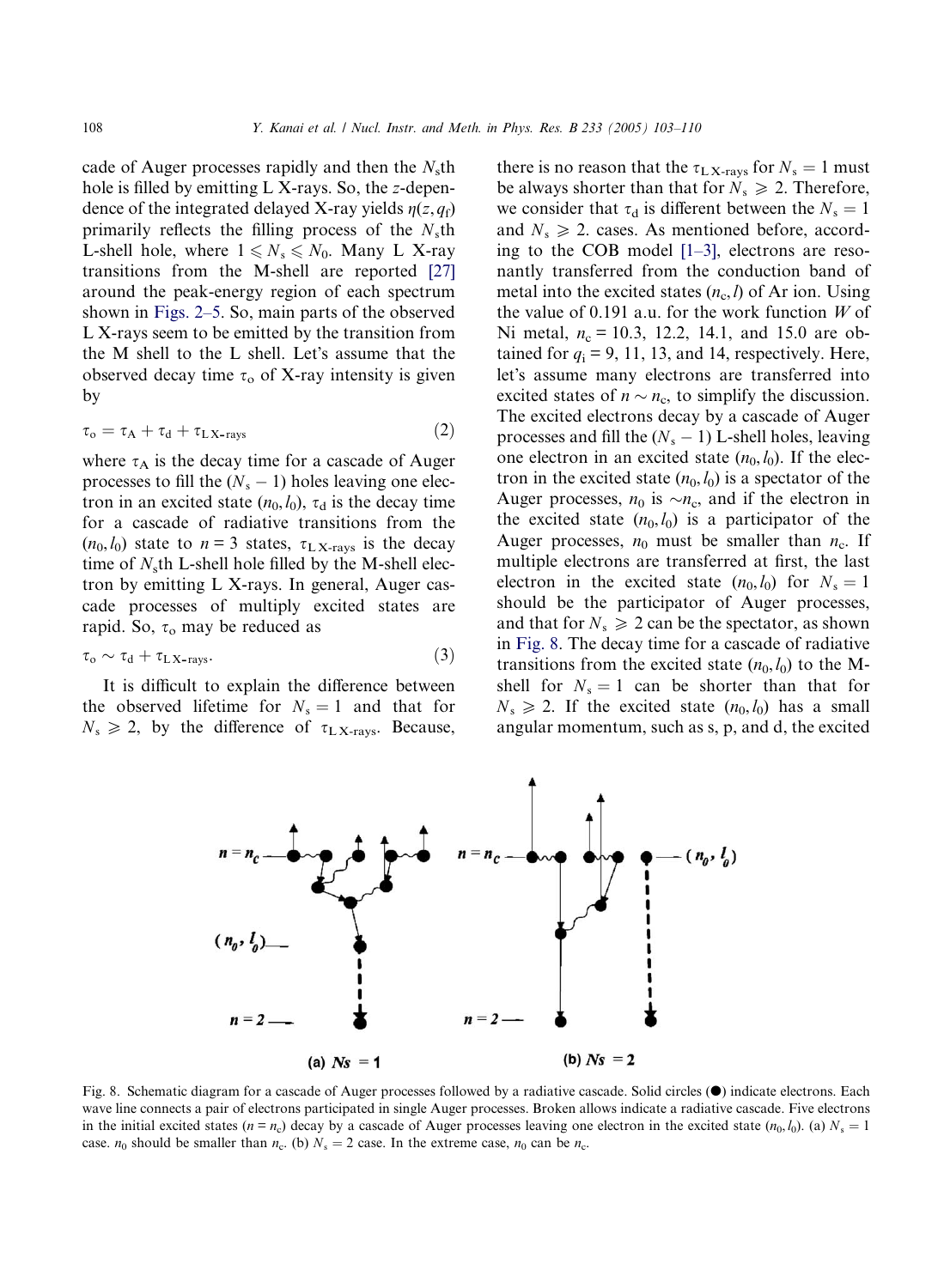cade of Auger processes rapidly and then the $N_s$th hole is filled by emitting L X-rays. So, the $z$-dependence of the integrated delayed X-ray yields $\eta(z, q_f)$ primarily reflects the filling process of the $N_s$th L-shell hole, where $1 \leqslant N_s \leqslant N_0$. Many L X-ray transitions from the M-shell are reported [27] around the peak-energy region of each spectrum shown in Figs. 2–5. So, main parts of the observed L X-rays seem to be emitted by the transition from the M shell to the L shell. Let's assume that the observed decay time $\tau_o$ of X-ray intensity is given by

$$\tau_o = \tau_A + \tau_d + \tau_{L\,X\text{-rays}} \tag{2}$$

where $\tau_A$ is the decay time for a cascade of Auger processes to fill the $(N_s - 1)$ holes leaving one electron in an excited state $(n_0, l_0)$, $\tau_d$ is the decay time for a cascade of radiative transitions from the $(n_0, l_0)$ state to $n = 3$ states, $\tau_{L\,X\text{-rays}}$ is the decay time of $N_s$th L-shell hole filled by the M-shell electron by emitting L X-rays. In general, Auger cascade processes of multiply excited states are rapid. So, $\tau_o$ may be reduced as

$$\tau_o \sim \tau_d + \tau_{L\,X\text{-rays}}. \tag{3}$$

It is difficult to explain the difference between the observed lifetime for $N_s = 1$ and that for $N_s \geqslant 2$, by the difference of $\tau_{L\,X\text{-rays}}$. Because, there is no reason that the $\tau_{L\,X\text{-rays}}$ for $N_s = 1$ must be always shorter than that for $N_s \geqslant 2$. Therefore, we consider that $\tau_d$ is different between the $N_s = 1$ and $N_s \geqslant 2$. cases. As mentioned before, according to the COB model [1–3], electrons are resonantly transferred from the conduction band of metal into the excited states $(n_c, l)$ of Ar ion. Using the value of 0.191 a.u. for the work function $W$ of Ni metal, $n_c = 10.3$, 12.2, 14.1, and 15.0 are obtained for $q_i = 9$, 11, 13, and 14, respectively. Here, let's assume many electrons are transferred into excited states of $n \sim n_c$, to simplify the discussion. The excited electrons decay by a cascade of Auger processes and fill the $(N_s - 1)$ L-shell holes, leaving one electron in an excited state $(n_0, l_0)$. If the electron in the excited state $(n_0, l_0)$ is a spectator of the Auger processes, $n_0$ is $\sim n_c$, and if the electron in the excited state $(n_0, l_0)$ is a participator of the Auger processes, $n_0$ must be smaller than $n_c$. If multiple electrons are transferred at first, the last electron in the excited state $(n_0, l_0)$ for $N_s = 1$ should be the participator of Auger processes, and that for $N_s \geqslant 2$ can be the spectator, as shown in Fig. 8. The decay time for a cascade of radiative transitions from the excited state $(n_0, l_0)$ to the M-shell for $N_s = 1$ can be shorter than that for $N_s \geqslant 2$. If the excited state $(n_0, l_0)$ has a small angular momentum, such as s, p, and d, the excited

Fig. 8. Schematic diagram for a cascade of Auger processes followed by a radiative cascade. Solid circles (●) indicate electrons. Each wave line connects a pair of electrons participated in single Auger processes. Broken allows indicate a radiative cascade. Five electrons in the initial excited states ($n = n_c$) decay by a cascade of Auger processes leaving one electron in the excited state $(n_0, l_0)$. (a) $N_s = 1$ case. $n_0$ should be smaller than $n_c$. (b) $N_s = 2$ case. In the extreme case, $n_0$ can be $n_c$.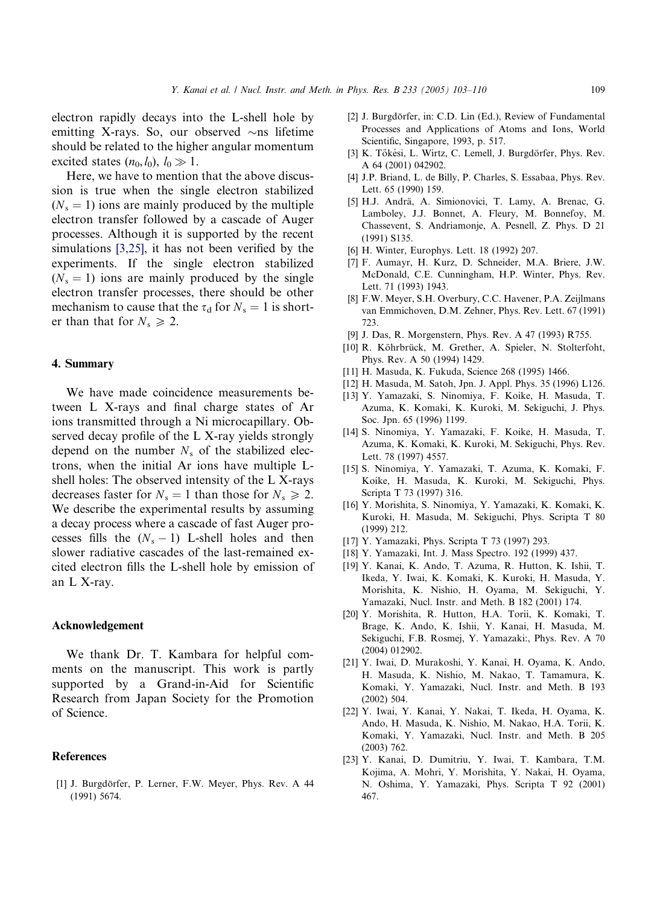electron rapidly decays into the L-shell hole by emitting X-rays. So, our observed ~ns lifetime should be related to the higher angular momentum excited states $(n_0, l_0)$, $l_0 \gg 1$.

Here, we have to mention that the above discussion is true when the single electron stabilized ($N_s = 1$) ions are mainly produced by the multiple electron transfer followed by a cascade of Auger processes. Although it is supported by the recent simulations [3,25], it has not been verified by the experiments. If the single electron stabilized ($N_s = 1$) ions are mainly produced by the single electron transfer processes, there should be other mechanism to cause that the $\tau_d$ for $N_s = 1$ is shorter than that for $N_s \geqslant 2$.

## 4. Summary

We have made coincidence measurements between L X-rays and final charge states of Ar ions transmitted through a Ni microcapillary. Observed decay profile of the L X-ray yields strongly depend on the number $N_s$ of the stabilized electrons, when the initial Ar ions have multiple L-shell holes: The observed intensity of the L X-rays decreases faster for $N_s = 1$ than those for $N_s \geqslant 2$. We describe the experimental results by assuming a decay process where a cascade of fast Auger processes fills the $(N_s - 1)$ L-shell holes and then slower radiative cascades of the last-remained excited electron fills the L-shell hole by emission of an L X-ray.

## Acknowledgement

We thank Dr. T. Kambara for helpful comments on the manuscript. This work is partly supported by a Grand-in-Aid for Scientific Research from Japan Society for the Promotion of Science.

## References

[1] J. Burgdörfer, P. Lerner, F.W. Meyer, Phys. Rev. A 44 (1991) 5674.

[2] J. Burgdörfer, in: C.D. Lin (Ed.), Review of Fundamental Processes and Applications of Atoms and Ions, World Scientific, Singapore, 1993, p. 517.

[3] K. Tőkési, L. Wirtz, C. Lemell, J. Burgdörfer, Phys. Rev. A 64 (2001) 042902.

[4] J.P. Briand, L. de Billy, P. Charles, S. Essabaa, Phys. Rev. Lett. 65 (1990) 159.

[5] H.J. Andrä, A. Simionovici, T. Lamy, A. Brenac, G. Lamboley, J.J. Bonnet, A. Fleury, M. Bonnefoy, M. Chassevent, S. Andriamonje, A. Pesnell, Z. Phys. D 21 (1991) S135.

[6] H. Winter, Europhys. Lett. 18 (1992) 207.

[7] F. Aumayr, H. Kurz, D. Schneider, M.A. Briere, J.W. McDonald, C.E. Cunningham, H.P. Winter, Phys. Rev. Lett. 71 (1993) 1943.

[8] F.W. Meyer, S.H. Overbury, C.C. Havener, P.A. Zeijlmans van Emmichoven, D.M. Zehner, Phys. Rev. Lett. 67 (1991) 723.

[9] J. Das, R. Morgenstern, Phys. Rev. A 47 (1993) R755.

[10] R. Köhrbrück, M. Grether, A. Spieler, N. Stolterfoht, Phys. Rev. A 50 (1994) 1429.

[11] H. Masuda, K. Fukuda, Science 268 (1995) 1466.

[12] H. Masuda, M. Satoh, Jpn. J. Appl. Phys. 35 (1996) L126.

[13] Y. Yamazaki, S. Ninomiya, F. Koike, H. Masuda, T. Azuma, K. Komaki, K. Kuroki, M. Sekiguchi, J. Phys. Soc. Jpn. 65 (1996) 1199.

[14] S. Ninomiya, Y. Yamazaki, F. Koike, H. Masuda, T. Azuma, K. Komaki, K. Kuroki, M. Sekiguchi, Phys. Rev. Lett. 78 (1997) 4557.

[15] S. Ninomiya, Y. Yamazaki, T. Azuma, K. Komaki, F. Koike, H. Masuda, K. Kuroki, M. Sekiguchi, Phys. Scripta T 73 (1997) 316.

[16] Y. Morishita, S. Ninomiya, Y. Yamazaki, K. Komaki, K. Kuroki, H. Masuda, M. Sekiguchi, Phys. Scripta T 80 (1999) 212.

[17] Y. Yamazaki, Phys. Scripta T 73 (1997) 293.

[18] Y. Yamazaki, Int. J. Mass Spectro. 192 (1999) 437.

[19] Y. Kanai, K. Ando, T. Azuma, R. Hutton, K. Ishii, T. Ikeda, Y. Iwai, K. Komaki, K. Kuroki, H. Masuda, Y. Morishita, K. Nishio, H. Oyama, M. Sekiguchi, Y. Yamazaki, Nucl. Instr. and Meth. B 182 (2001) 174.

[20] Y. Morishita, R. Hutton, H.A. Torii, K. Komaki, T. Brage, K. Ando, K. Ishii, Y. Kanai, H. Masuda, M. Sekiguchi, F.B. Rosmej, Y. Yamazaki:, Phys. Rev. A 70 (2004) 012902.

[21] Y. Iwai, D. Murakoshi, Y. Kanai, H. Oyama, K. Ando, H. Masuda, K. Nishio, M. Nakao, T. Tamamura, K. Komaki, Y. Yamazaki, Nucl. Instr. and Meth. B 193 (2002) 504.

[22] Y. Iwai, Y. Kanai, Y. Nakai, T. Ikeda, H. Oyama, K. Ando, H. Masuda, K. Nishio, M. Nakao, H.A. Torii, K. Komaki, Y. Yamazaki, Nucl. Instr. and Meth. B 205 (2003) 762.

[23] Y. Kanai, D. Dumitriu, Y. Iwai, T. Kambara, T.M. Kojima, A. Mohri, Y. Morishita, Y. Nakai, H. Oyama, N. Oshima, Y. Yamazaki, Phys. Scripta T 92 (2001) 467.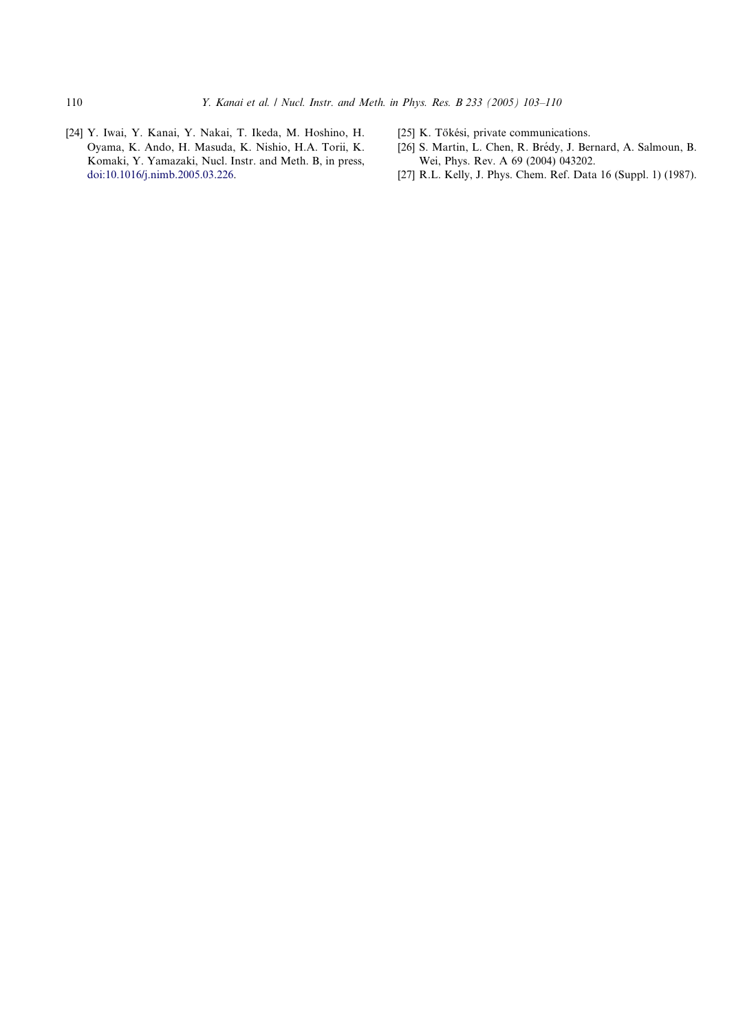[24] Y. Iwai, Y. Kanai, Y. Nakai, T. Ikeda, M. Hoshino, H. Oyama, K. Ando, H. Masuda, K. Nishio, H.A. Torii, K. Komaki, Y. Yamazaki, Nucl. Instr. and Meth. B, in press, doi:10.1016/j.nimb.2005.03.226.

[25] K. Tőkési, private communications.

[26] S. Martin, L. Chen, R. Brédy, J. Bernard, A. Salmoun, B. Wei, Phys. Rev. A 69 (2004) 043202.

[27] R.L. Kelly, J. Phys. Chem. Ref. Data 16 (Suppl. 1) (1987).